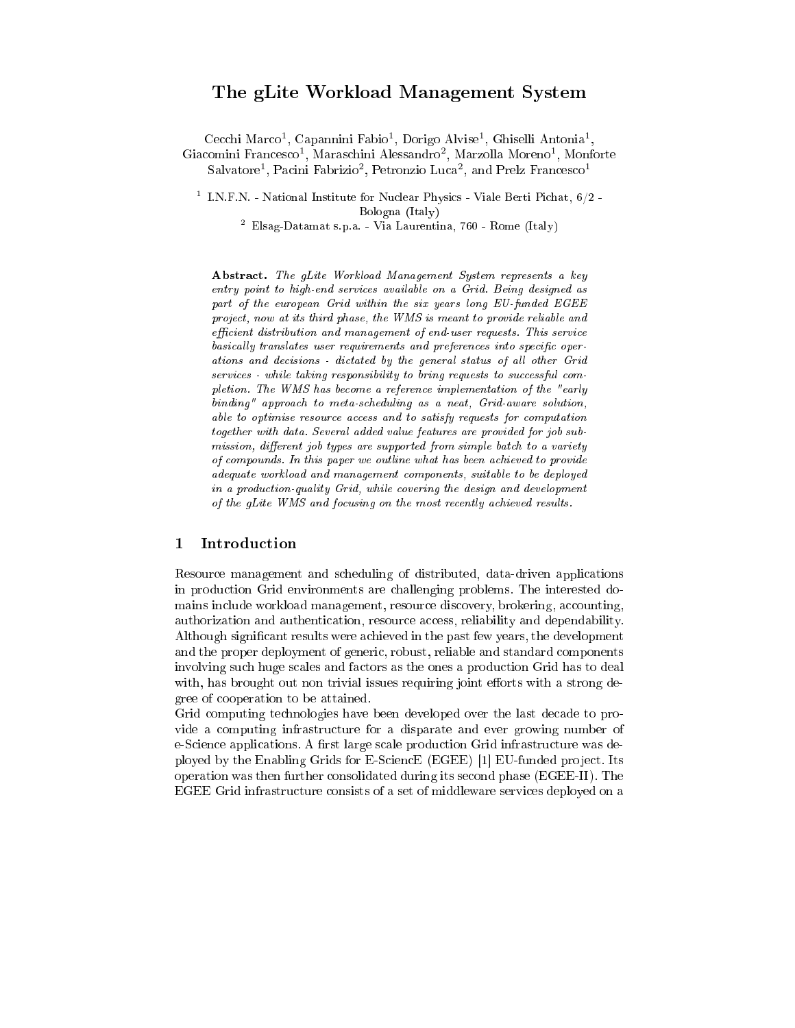# The gLite Workload Management System

Cecchi Marco[1], Capannini Fabio[1], Dorigo Alvise[1], Ghiselli Antonia[1], Giacomini Francesco[1], Maraschini Alessandro[2], Marzolla Moreno[1], Monforte Salvatore[1], Pacini Fabrizio[2], Petronzio Luca[2], and Prelz Francesco[1]

[1] I.N.F.N. - National Institute for Nuclear Physics - Viale Berti Pichat, 6/2 - Bologna (Italy)

[2] Elsag-Datamat s.p.a. - Via Laurentina, 760 - Rome (Italy)

**Abstract.** *The gLite Workload Management System represents a key entry point to high-end services available on a Grid. Being designed as part of the european Grid within the six years long EU-funded EGEE project, now at its third phase, the WMS is meant to provide reliable and efficient distribution and management of end-user requests. This service basically translates user requirements and preferences into specific operations and decisions - dictated by the general status of all other Grid services - while taking responsibility to bring requests to successful completion. The WMS has become a reference implementation of the "early binding" approach to meta-scheduling as a neat, Grid-aware solution, able to optimise resource access and to satisfy requests for computation together with data. Several added value features are provided for job submission, different job types are supported from simple batch to a variety of compounds. In this paper we outline what has been achieved to provide adequate workload and management components, suitable to be deployed in a production-quality Grid, while covering the design and development of the gLite WMS and focusing on the most recently achieved results.*

## 1 Introduction

Resource management and scheduling of distributed, data-driven applications in production Grid environments are challenging problems. The interested domains include workload management, resource discovery, brokering, accounting, authorization and authentication, resource access, reliability and dependability. Although significant results were achieved in the past few years, the development and the proper deployment of generic, robust, reliable and standard components involving such huge scales and factors as the ones a production Grid has to deal with, has brought out non trivial issues requiring joint efforts with a strong degree of cooperation to be attained.

Grid computing technologies have been developed over the last decade to provide a computing infrastructure for a disparate and ever growing number of e-Science applications. A first large scale production Grid infrastructure was deployed by the Enabling Grids for E-SciencE (EGEE) [1] EU-funded project. Its operation was then further consolidated during its second phase (EGEE-II). The EGEE Grid infrastructure consists of a set of middleware services deployed on a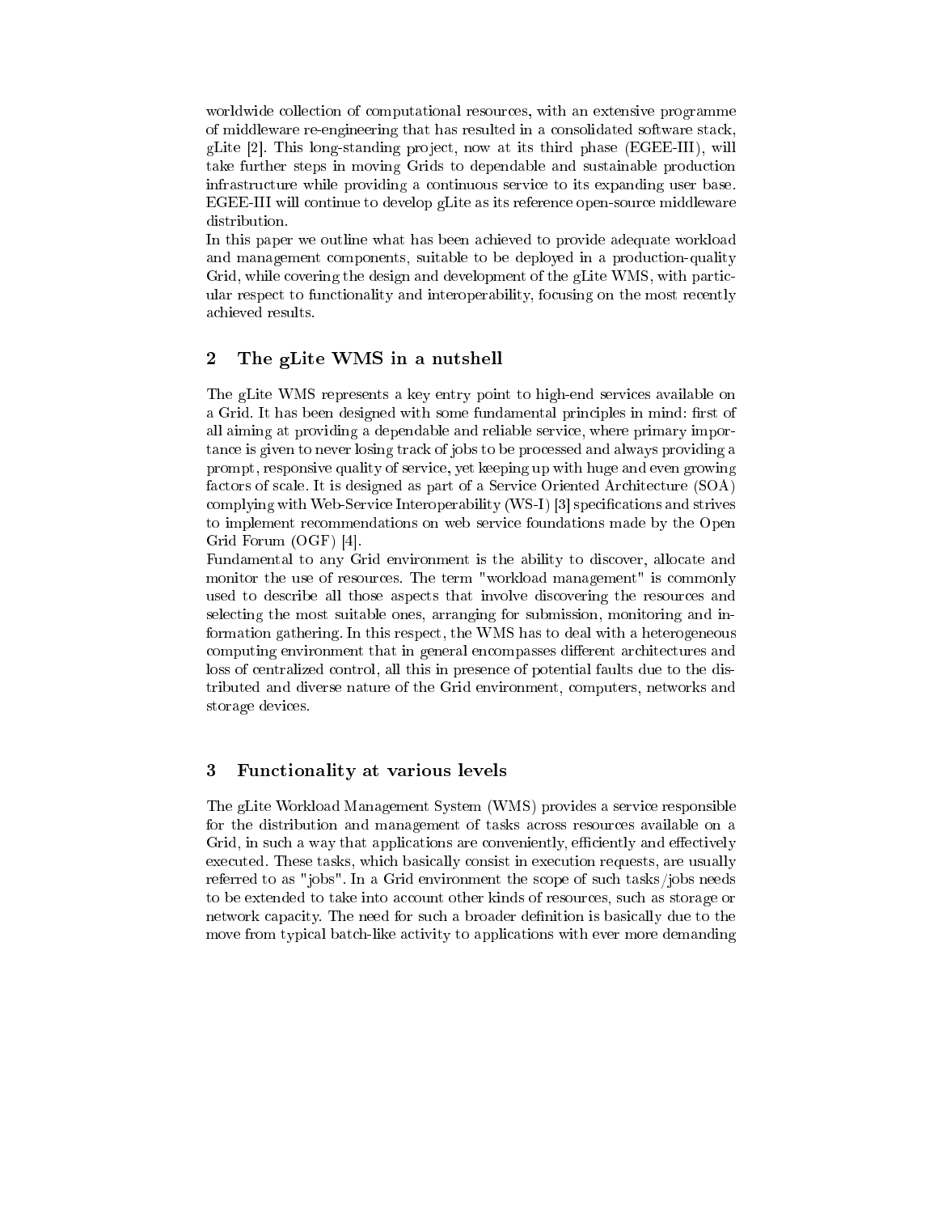worldwide collection of computational resources, with an extensive programme of middleware re-engineering that has resulted in a consolidated software stack, gLite [2]. This long-standing project, now at its third phase (EGEE-III), will take further steps in moving Grids to dependable and sustainable production infrastructure while providing a continuous service to its expanding user base. EGEE-III will continue to develop gLite as its reference open-source middleware distribution.

In this paper we outline what has been achieved to provide adequate workload and management components, suitable to be deployed in a production-quality Grid, while covering the design and development of the gLite WMS, with particular respect to functionality and interoperability, focusing on the most recently achieved results.

## 2 The gLite WMS in a nutshell

The gLite WMS represents a key entry point to high-end services available on a Grid. It has been designed with some fundamental principles in mind: first of all aiming at providing a dependable and reliable service, where primary importance is given to never losing track of jobs to be processed and always providing a prompt, responsive quality of service, yet keeping up with huge and even growing factors of scale. It is designed as part of a Service Oriented Architecture (SOA) complying with Web-Service Interoperability (WS-I) [3] specifications and strives to implement recommendations on web service foundations made by the Open Grid Forum (OGF) [4].

Fundamental to any Grid environment is the ability to discover, allocate and monitor the use of resources. The term "workload management" is commonly used to describe all those aspects that involve discovering the resources and selecting the most suitable ones, arranging for submission, monitoring and information gathering. In this respect, the WMS has to deal with a heterogeneous computing environment that in general encompasses different architectures and loss of centralized control, all this in presence of potential faults due to the distributed and diverse nature of the Grid environment, computers, networks and storage devices.

## 3 Functionality at various levels

The gLite Workload Management System (WMS) provides a service responsible for the distribution and management of tasks across resources available on a Grid, in such a way that applications are conveniently, efficiently and effectively executed. These tasks, which basically consist in execution requests, are usually referred to as "jobs". In a Grid environment the scope of such tasks/jobs needs to be extended to take into account other kinds of resources, such as storage or network capacity. The need for such a broader definition is basically due to the move from typical batch-like activity to applications with ever more demanding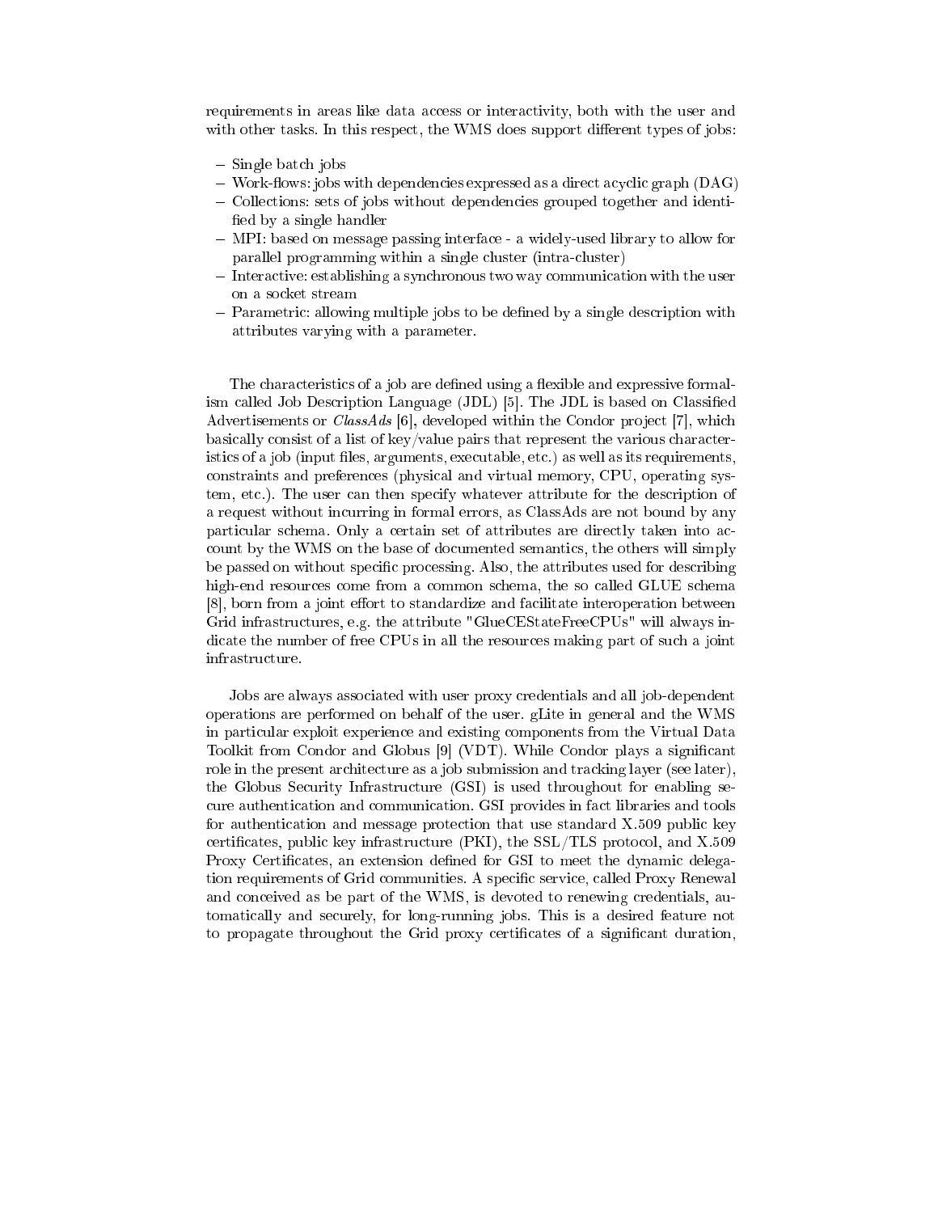requirements in areas like data access or interactivity, both with the user and with other tasks. In this respect, the WMS does support different types of jobs:

- Single batch jobs
- Work-flows: jobs with dependencies expressed as a direct acyclic graph (DAG)
- Collections: sets of jobs without dependencies grouped together and identified by a single handler
- MPI: based on message passing interface - a widely-used library to allow for parallel programming within a single cluster (intra-cluster)
- Interactive: establishing a synchronous two way communication with the user on a socket stream
- Parametric: allowing multiple jobs to be defined by a single description with attributes varying with a parameter.

The characteristics of a job are defined using a flexible and expressive formalism called Job Description Language (JDL) [5]. The JDL is based on Classified Advertisements or *ClassAds* [6], developed within the Condor project [7], which basically consist of a list of key/value pairs that represent the various characteristics of a job (input files, arguments, executable, etc.) as well as its requirements, constraints and preferences (physical and virtual memory, CPU, operating system, etc.). The user can then specify whatever attribute for the description of a request without incurring in formal errors, as ClassAds are not bound by any particular schema. Only a certain set of attributes are directly taken into account by the WMS on the base of documented semantics, the others will simply be passed on without specific processing. Also, the attributes used for describing high-end resources come from a common schema, the so called GLUE schema [8], born from a joint effort to standardize and facilitate interoperation between Grid infrastructures, e.g. the attribute "GlueCEStateFreeCPUs" will always indicate the number of free CPUs in all the resources making part of such a joint infrastructure.

Jobs are always associated with user proxy credentials and all job-dependent operations are performed on behalf of the user. gLite in general and the WMS in particular exploit experience and existing components from the Virtual Data Toolkit from Condor and Globus [9] (VDT). While Condor plays a significant role in the present architecture as a job submission and tracking layer (see later), the Globus Security Infrastructure (GSI) is used throughout for enabling secure authentication and communication. GSI provides in fact libraries and tools for authentication and message protection that use standard X.509 public key certificates, public key infrastructure (PKI), the SSL/TLS protocol, and X.509 Proxy Certificates, an extension defined for GSI to meet the dynamic delegation requirements of Grid communities. A specific service, called Proxy Renewal and conceived as be part of the WMS, is devoted to renewing credentials, automatically and securely, for long-running jobs. This is a desired feature not to propagate throughout the Grid proxy certificates of a significant duration,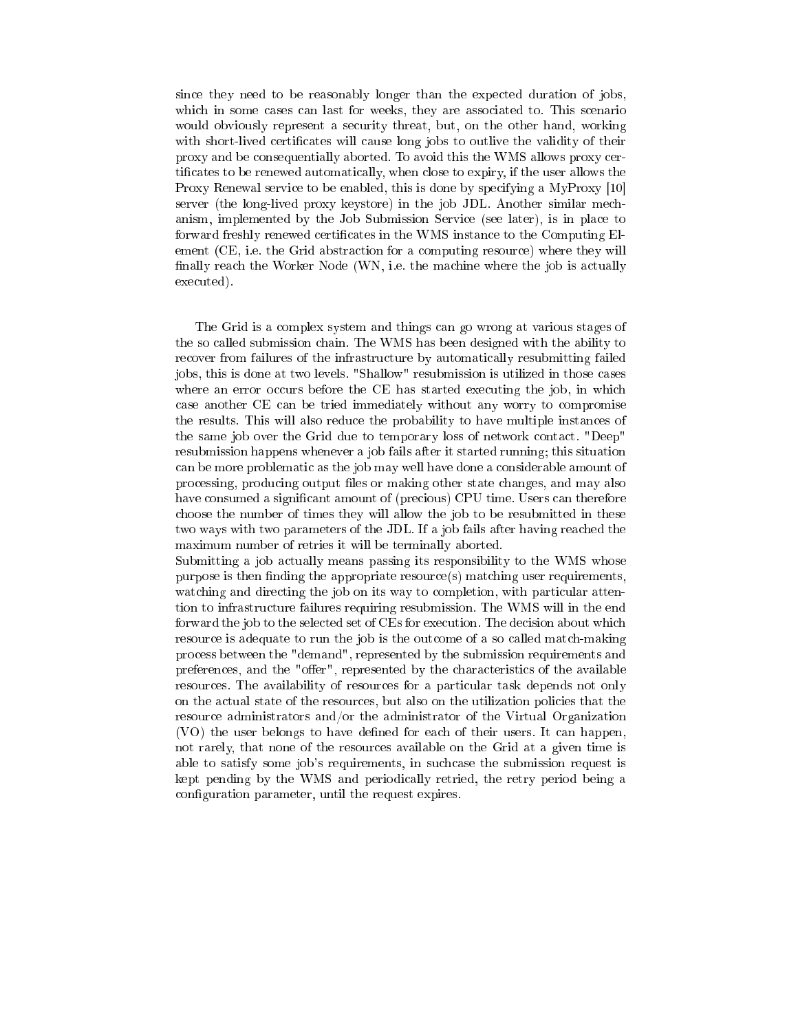since they need to be reasonably longer than the expected duration of jobs, which in some cases can last for weeks, they are associated to. This scenario would obviously represent a security threat, but, on the other hand, working with short-lived certificates will cause long jobs to outlive the validity of their proxy and be consequentially aborted. To avoid this the WMS allows proxy certificates to be renewed automatically, when close to expiry, if the user allows the Proxy Renewal service to be enabled, this is done by specifying a MyProxy [10] server (the long-lived proxy keystore) in the job JDL. Another similar mechanism, implemented by the Job Submission Service (see later), is in place to forward freshly renewed certificates in the WMS instance to the Computing Element (CE, i.e. the Grid abstraction for a computing resource) where they will finally reach the Worker Node (WN, i.e. the machine where the job is actually executed).

The Grid is a complex system and things can go wrong at various stages of the so called submission chain. The WMS has been designed with the ability to recover from failures of the infrastructure by automatically resubmitting failed jobs, this is done at two levels. "Shallow" resubmission is utilized in those cases where an error occurs before the CE has started executing the job, in which case another CE can be tried immediately without any worry to compromise the results. This will also reduce the probability to have multiple instances of the same job over the Grid due to temporary loss of network contact. "Deep" resubmission happens whenever a job fails after it started running; this situation can be more problematic as the job may well have done a considerable amount of processing, producing output files or making other state changes, and may also have consumed a significant amount of (precious) CPU time. Users can therefore choose the number of times they will allow the job to be resubmitted in these two ways with two parameters of the JDL. If a job fails after having reached the maximum number of retries it will be terminally aborted.
Submitting a job actually means passing its responsibility to the WMS whose purpose is then finding the appropriate resource(s) matching user requirements, watching and directing the job on its way to completion, with particular attention to infrastructure failures requiring resubmission. The WMS will in the end forward the job to the selected set of CEs for execution. The decision about which resource is adequate to run the job is the outcome of a so called match-making process between the "demand", represented by the submission requirements and preferences, and the "offer", represented by the characteristics of the available resources. The availability of resources for a particular task depends not only on the actual state of the resources, but also on the utilization policies that the resource administrators and/or the administrator of the Virtual Organization (VO) the user belongs to have defined for each of their users. It can happen, not rarely, that none of the resources available on the Grid at a given time is able to satisfy some job's requirements, in suchcase the submission request is kept pending by the WMS and periodically retried, the retry period being a configuration parameter, until the request expires.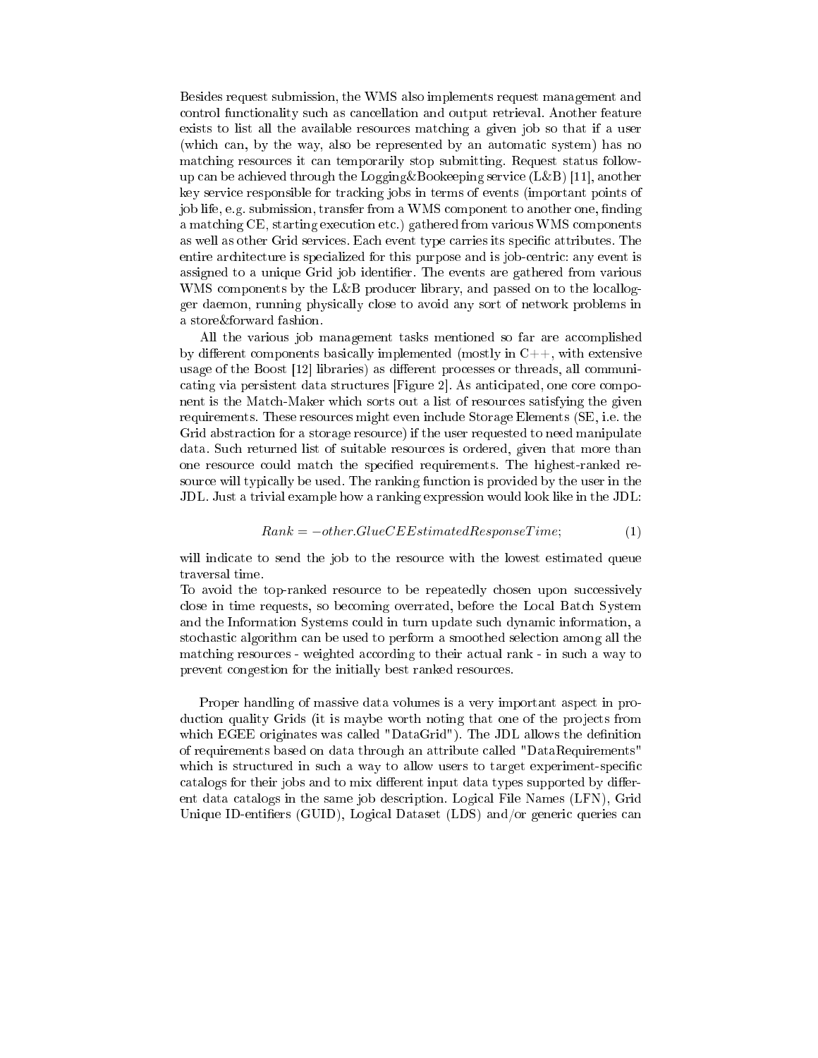Besides request submission, the WMS also implements request management and control functionality such as cancellation and output retrieval. Another feature exists to list all the available resources matching a given job so that if a user (which can, by the way, also be represented by an automatic system) has no matching resources it can temporarily stop submitting. Request status follow-up can be achieved through the Logging&Bookeeping service (L&B) [11], another key service responsible for tracking jobs in terms of events (important points of job life, e.g. submission, transfer from a WMS component to another one, finding a matching CE, starting execution etc.) gathered from various WMS components as well as other Grid services. Each event type carries its specific attributes. The entire architecture is specialized for this purpose and is job-centric: any event is assigned to a unique Grid job identifier. The events are gathered from various WMS components by the L&B producer library, and passed on to the locallogger daemon, running physically close to avoid any sort of network problems in a store&forward fashion.

All the various job management tasks mentioned so far are accomplished by different components basically implemented (mostly in C++, with extensive usage of the Boost [12] libraries) as different processes or threads, all communicating via persistent data structures [Figure 2]. As anticipated, one core component is the Match-Maker which sorts out a list of resources satisfying the given requirements. These resources might even include Storage Elements (SE, i.e. the Grid abstraction for a storage resource) if the user requested to need manipulate data. Such returned list of suitable resources is ordered, given that more than one resource could match the specified requirements. The highest-ranked resource will typically be used. The ranking function is provided by the user in the JDL. Just a trivial example how a ranking expression would look like in the JDL:

$$Rank = -other.GlueCEEstimatedResponseTime; \tag{1}$$

will indicate to send the job to the resource with the lowest estimated queue traversal time.
To avoid the top-ranked resource to be repeatedly chosen upon successively close in time requests, so becoming overrated, before the Local Batch System and the Information Systems could in turn update such dynamic information, a stochastic algorithm can be used to perform a smoothed selection among all the matching resources - weighted according to their actual rank - in such a way to prevent congestion for the initially best ranked resources.

Proper handling of massive data volumes is a very important aspect in production quality Grids (it is maybe worth noting that one of the projects from which EGEE originates was called "DataGrid"). The JDL allows the definition of requirements based on data through an attribute called "DataRequirements" which is structured in such a way to allow users to target experiment-specific catalogs for their jobs and to mix different input data types supported by different data catalogs in the same job description. Logical File Names (LFN), Grid Unique ID-entifiers (GUID), Logical Dataset (LDS) and/or generic queries can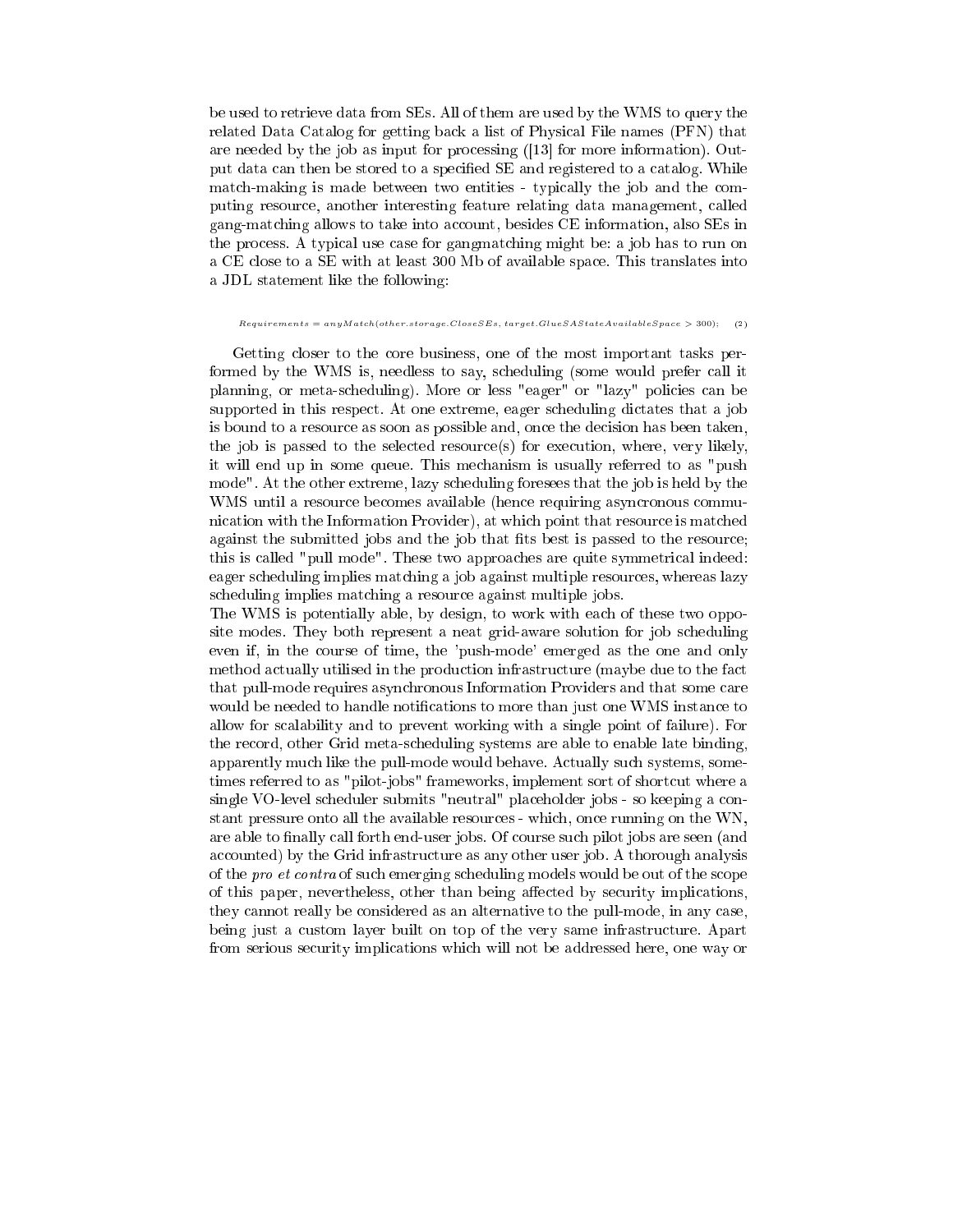be used to retrieve data from SEs. All of them are used by the WMS to query the related Data Catalog for getting back a list of Physical File names (PFN) that are needed by the job as input for processing ([13] for more information). Output data can then be stored to a specified SE and registered to a catalog. While match-making is made between two entities - typically the job and the computing resource, another interesting feature relating data management, called gang-matching allows to take into account, besides CE information, also SEs in the process. A typical use case for gangmatching might be: a job has to run on a CE close to a SE with at least 300 Mb of available space. This translates into a JDL statement like the following:

$$Requirements = anyMatch(other.storage.CloseSEs, target.GlueSAStateAvailableSpace > 300); \quad (2)$$

Getting closer to the core business, one of the most important tasks performed by the WMS is, needless to say, scheduling (some would prefer call it planning, or meta-scheduling). More or less "eager" or "lazy" policies can be supported in this respect. At one extreme, eager scheduling dictates that a job is bound to a resource as soon as possible and, once the decision has been taken, the job is passed to the selected resource(s) for execution, where, very likely, it will end up in some queue. This mechanism is usually referred to as "push mode". At the other extreme, lazy scheduling foresees that the job is held by the WMS until a resource becomes available (hence requiring asyncronous communication with the Information Provider), at which point that resource is matched against the submitted jobs and the job that fits best is passed to the resource; this is called "pull mode". These two approaches are quite symmetrical indeed: eager scheduling implies matching a job against multiple resources, whereas lazy scheduling implies matching a resource against multiple jobs.
The WMS is potentially able, by design, to work with each of these two opposite modes. They both represent a neat grid-aware solution for job scheduling even if, in the course of time, the 'push-mode' emerged as the one and only method actually utilised in the production infrastructure (maybe due to the fact that pull-mode requires asynchronous Information Providers and that some care would be needed to handle notifications to more than just one WMS instance to allow for scalability and to prevent working with a single point of failure). For the record, other Grid meta-scheduling systems are able to enable late binding, apparently much like the pull-mode would behave. Actually such systems, sometimes referred to as "pilot-jobs" frameworks, implement sort of shortcut where a single VO-level scheduler submits "neutral" placeholder jobs - so keeping a constant pressure onto all the available resources - which, once running on the WN, are able to finally call forth end-user jobs. Of course such pilot jobs are seen (and accounted) by the Grid infrastructure as any other user job. A thorough analysis of the *pro et contra* of such emerging scheduling models would be out of the scope of this paper, nevertheless, other than being affected by security implications, they cannot really be considered as an alternative to the pull-mode, in any case, being just a custom layer built on top of the very same infrastructure. Apart from serious security implications which will not be addressed here, one way or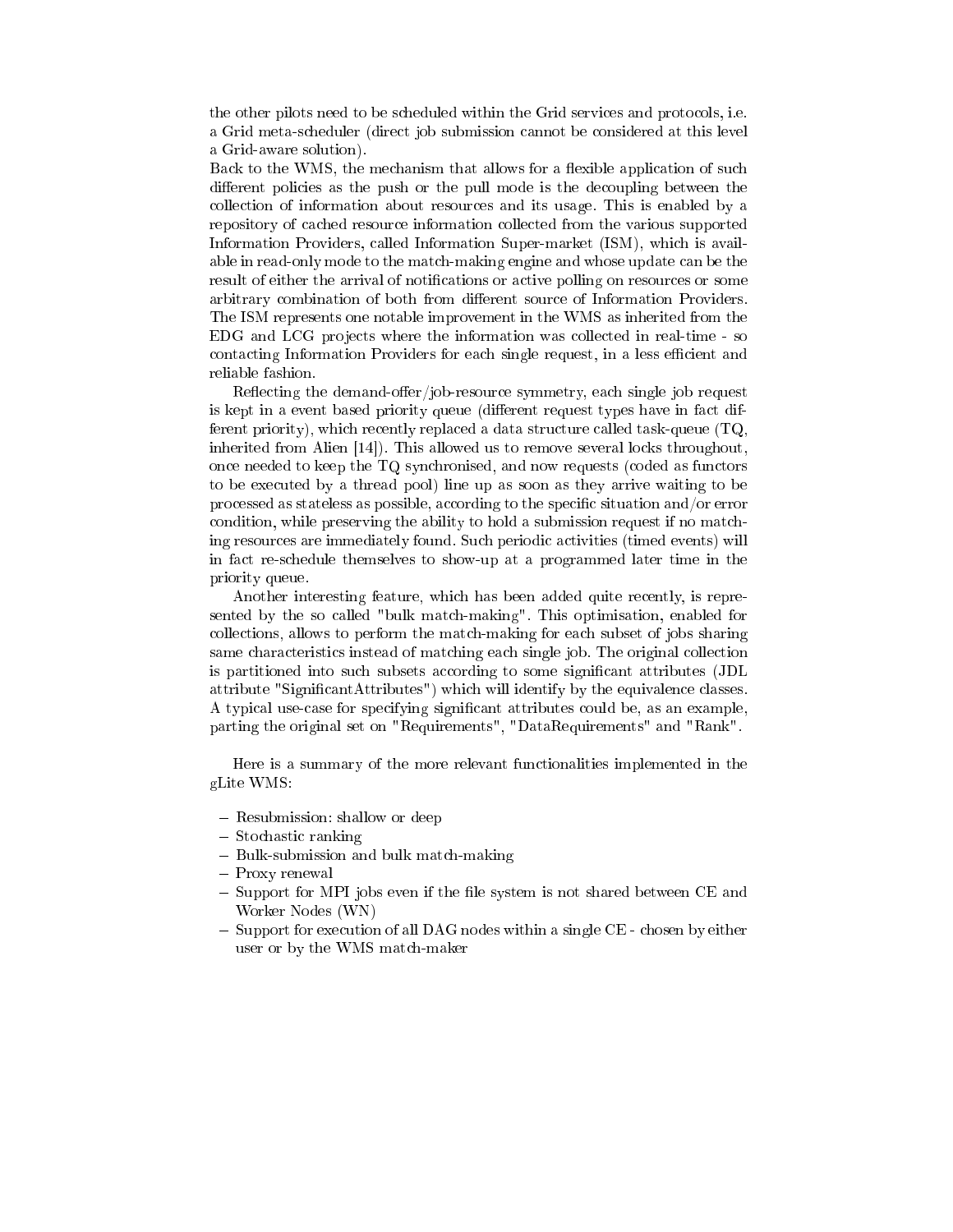the other pilots need to be scheduled within the Grid services and protocols, i.e. a Grid meta-scheduler (direct job submission cannot be considered at this level a Grid-aware solution).
Back to the WMS, the mechanism that allows for a flexible application of such different policies as the push or the pull mode is the decoupling between the collection of information about resources and its usage. This is enabled by a repository of cached resource information collected from the various supported Information Providers, called Information Super-market (ISM), which is available in read-only mode to the match-making engine and whose update can be the result of either the arrival of notifications or active polling on resources or some arbitrary combination of both from different source of Information Providers. The ISM represents one notable improvement in the WMS as inherited from the EDG and LCG projects where the information was collected in real-time - so contacting Information Providers for each single request, in a less efficient and reliable fashion.

Reflecting the demand-offer/job-resource symmetry, each single job request is kept in a event based priority queue (different request types have in fact different priority), which recently replaced a data structure called task-queue (TQ, inherited from Alien [14]). This allowed us to remove several locks throughout, once needed to keep the TQ synchronised, and now requests (coded as functors to be executed by a thread pool) line up as soon as they arrive waiting to be processed as stateless as possible, according to the specific situation and/or error condition, while preserving the ability to hold a submission request if no matching resources are immediately found. Such periodic activities (timed events) will in fact re-schedule themselves to show-up at a programmed later time in the priority queue.

Another interesting feature, which has been added quite recently, is represented by the so called "bulk match-making". This optimisation, enabled for collections, allows to perform the match-making for each subset of jobs sharing same characteristics instead of matching each single job. The original collection is partitioned into such subsets according to some significant attributes (JDL attribute "SignificantAttributes") which will identify by the equivalence classes. A typical use-case for specifying significant attributes could be, as an example, parting the original set on "Requirements", "DataRequirements" and "Rank".

Here is a summary of the more relevant functionalities implemented in the gLite WMS:

- Resubmission: shallow or deep
- Stochastic ranking
- Bulk-submission and bulk match-making
- Proxy renewal
- Support for MPI jobs even if the file system is not shared between CE and Worker Nodes (WN)
- Support for execution of all DAG nodes within a single CE - chosen by either user or by the WMS match-maker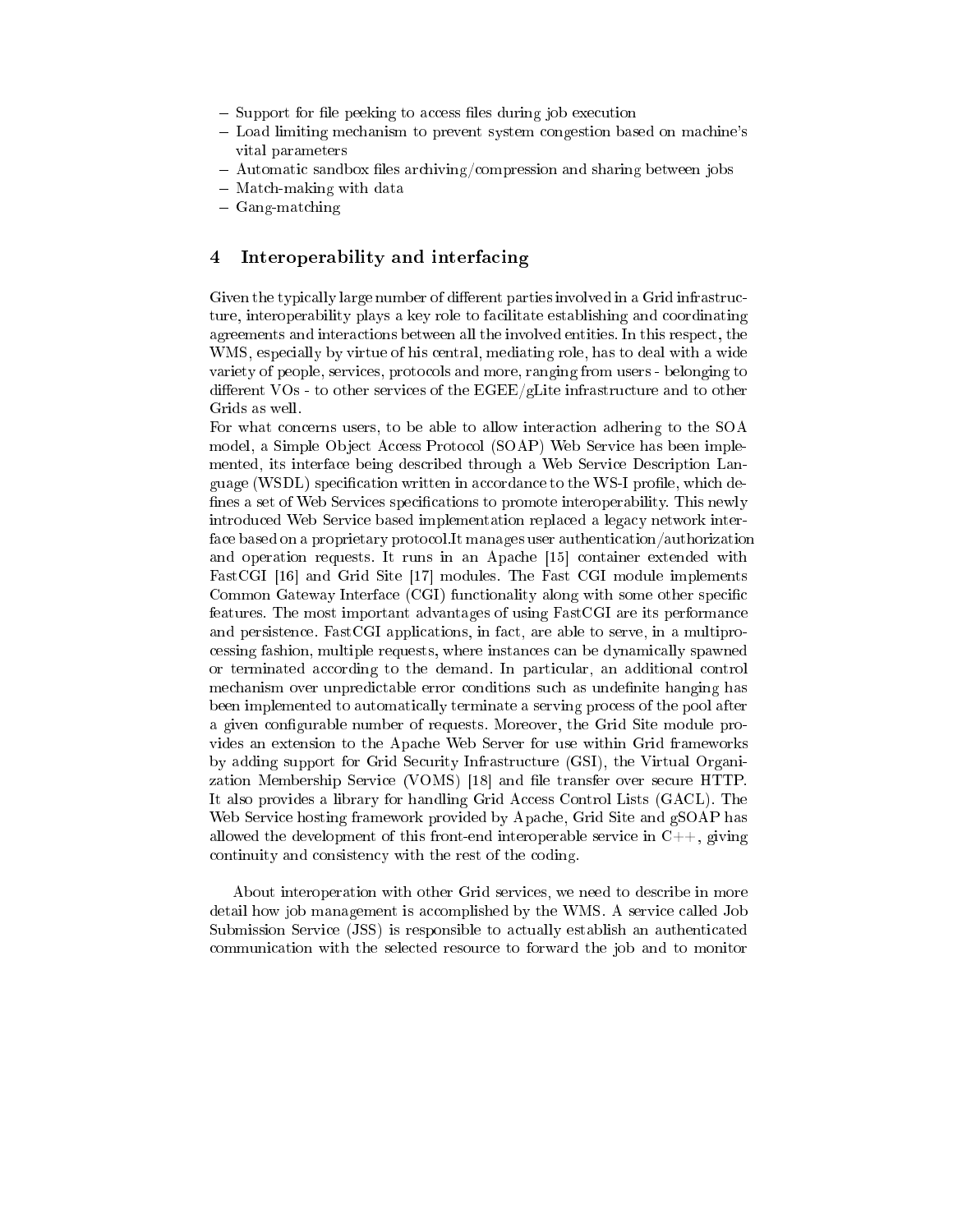- Support for file peeking to access files during job execution
- Load limiting mechanism to prevent system congestion based on machine's vital parameters
- Automatic sandbox files archiving/compression and sharing between jobs
- Match-making with data
- Gang-matching

## 4 Interoperability and interfacing

Given the typically large number of different parties involved in a Grid infrastructure, interoperability plays a key role to facilitate establishing and coordinating agreements and interactions between all the involved entities. In this respect, the WMS, especially by virtue of his central, mediating role, has to deal with a wide variety of people, services, protocols and more, ranging from users - belonging to different VOs - to other services of the EGEE/gLite infrastructure and to other Grids as well.

For what concerns users, to be able to allow interaction adhering to the SOA model, a Simple Object Access Protocol (SOAP) Web Service has been implemented, its interface being described through a Web Service Description Language (WSDL) specification written in accordance to the WS-I profile, which defines a set of Web Services specifications to promote interoperability. This newly introduced Web Service based implementation replaced a legacy network interface based on a proprietary protocol.It manages user authentication/authorization and operation requests. It runs in an Apache [15] container extended with FastCGI [16] and Grid Site [17] modules. The Fast CGI module implements Common Gateway Interface (CGI) functionality along with some other specific features. The most important advantages of using FastCGI are its performance and persistence. FastCGI applications, in fact, are able to serve, in a multiprocessing fashion, multiple requests, where instances can be dynamically spawned or terminated according to the demand. In particular, an additional control mechanism over unpredictable error conditions such as undefinite hanging has been implemented to automatically terminate a serving process of the pool after a given configurable number of requests. Moreover, the Grid Site module provides an extension to the Apache Web Server for use within Grid frameworks by adding support for Grid Security Infrastructure (GSI), the Virtual Organization Membership Service (VOMS) [18] and file transfer over secure HTTP. It also provides a library for handling Grid Access Control Lists (GACL). The Web Service hosting framework provided by Apache, Grid Site and gSOAP has allowed the development of this front-end interoperable service in C++, giving continuity and consistency with the rest of the coding.

About interoperation with other Grid services, we need to describe in more detail how job management is accomplished by the WMS. A service called Job Submission Service (JSS) is responsible to actually establish an authenticated communication with the selected resource to forward the job and to monitor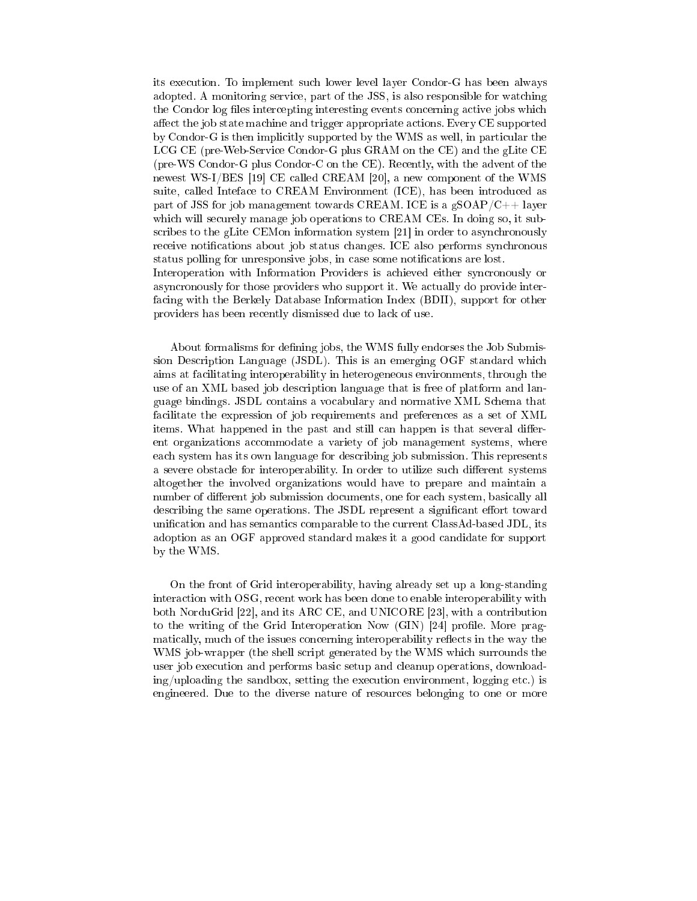its execution. To implement such lower level layer Condor-G has been always adopted. A monitoring service, part of the JSS, is also responsible for watching the Condor log files intercepting interesting events concerning active jobs which affect the job state machine and trigger appropriate actions. Every CE supported by Condor-G is then implicitly supported by the WMS as well, in particular the LCG CE (pre-Web-Service Condor-G plus GRAM on the CE) and the gLite CE (pre-WS Condor-G plus Condor-C on the CE). Recently, with the advent of the newest WS-I/BES [19] CE called CREAM [20], a new component of the WMS suite, called Inteface to CREAM Environment (ICE), has been introduced as part of JSS for job management towards CREAM. ICE is a gSOAP/C++ layer which will securely manage job operations to CREAM CEs. In doing so, it subscribes to the gLite CEMon information system [21] in order to asynchronously receive notifications about job status changes. ICE also performs synchronous status polling for unresponsive jobs, in case some notifications are lost.
Interoperation with Information Providers is achieved either syncronously or asyncronously for those providers who support it. We actually do provide interfacing with the Berkely Database Information Index (BDII), support for other providers has been recently dismissed due to lack of use.

About formalisms for defining jobs, the WMS fully endorses the Job Submission Description Language (JSDL). This is an emerging OGF standard which aims at facilitating interoperability in heterogeneous environments, through the use of an XML based job description language that is free of platform and language bindings. JSDL contains a vocabulary and normative XML Schema that facilitate the expression of job requirements and preferences as a set of XML items. What happened in the past and still can happen is that several different organizations accommodate a variety of job management systems, where each system has its own language for describing job submission. This represents a severe obstacle for interoperability. In order to utilize such different systems altogether the involved organizations would have to prepare and maintain a number of different job submission documents, one for each system, basically all describing the same operations. The JSDL represent a significant effort toward unification and has semantics comparable to the current ClassAd-based JDL, its adoption as an OGF approved standard makes it a good candidate for support by the WMS.

On the front of Grid interoperability, having already set up a long-standing interaction with OSG, recent work has been done to enable interoperability with both NorduGrid [22], and its ARC CE, and UNICORE [23], with a contribution to the writing of the Grid Interoperation Now (GIN) [24] profile. More pragmatically, much of the issues concerning interoperability reflects in the way the WMS job-wrapper (the shell script generated by the WMS which surrounds the user job execution and performs basic setup and cleanup operations, downloading/uploading the sandbox, setting the execution environment, logging etc.) is engineered. Due to the diverse nature of resources belonging to one or more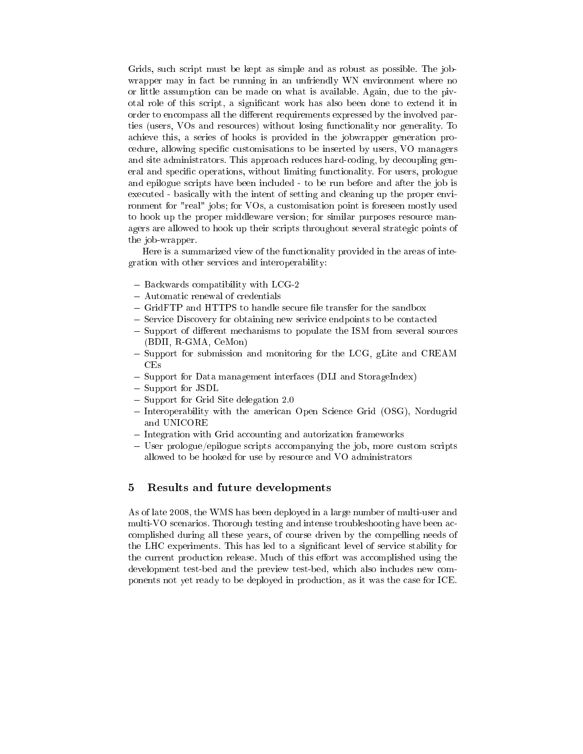Grids, such script must be kept as simple and as robust as possible. The jobwrapper may in fact be running in an unfriendly WN environment where no or little assumption can be made on what is available. Again, due to the pivotal role of this script, a significant work has also been done to extend it in order to encompass all the different requirements expressed by the involved parties (users, VOs and resources) without losing functionality nor generality. To achieve this, a series of hooks is provided in the jobwrapper generation procedure, allowing specific customisations to be inserted by users, VO managers and site administrators. This approach reduces hard-coding, by decoupling general and specific operations, without limiting functionality. For users, prologue and epilogue scripts have been included - to be run before and after the job is executed - basically with the intent of setting and cleaning up the proper environment for "real" jobs; for VOs, a customisation point is foreseen mostly used to hook up the proper middleware version; for similar purposes resource managers are allowed to hook up their scripts throughout several strategic points of the job-wrapper.

Here is a summarized view of the functionality provided in the areas of integration with other services and interoperability:

- Backwards compatibility with LCG-2
- Automatic renewal of credentials
- GridFTP and HTTPS to handle secure file transfer for the sandbox
- Service Discovery for obtaining new serivice endpoints to be contacted
- Support of different mechanisms to populate the ISM from several sources (BDII, R-GMA, CeMon)
- Support for submission and monitoring for the LCG, gLite and CREAM CEs
- Support for Data management interfaces (DLI and StorageIndex)
- Support for JSDL
- Support for Grid Site delegation 2.0
- Interoperability with the american Open Science Grid (OSG), Nordugrid and UNICORE
- Integration with Grid accounting and autorization frameworks
- User prologue/epilogue scripts accompanying the job, more custom scripts allowed to be hooked for use by resource and VO administrators

## 5 Results and future developments

As of late 2008, the WMS has been deployed in a large number of multi-user and multi-VO scenarios. Thorough testing and intense troubleshooting have been accomplished during all these years, of course driven by the compelling needs of the LHC experiments. This has led to a significant level of service stability for the current production release. Much of this effort was accomplished using the development test-bed and the preview test-bed, which also includes new components not yet ready to be deployed in production, as it was the case for ICE.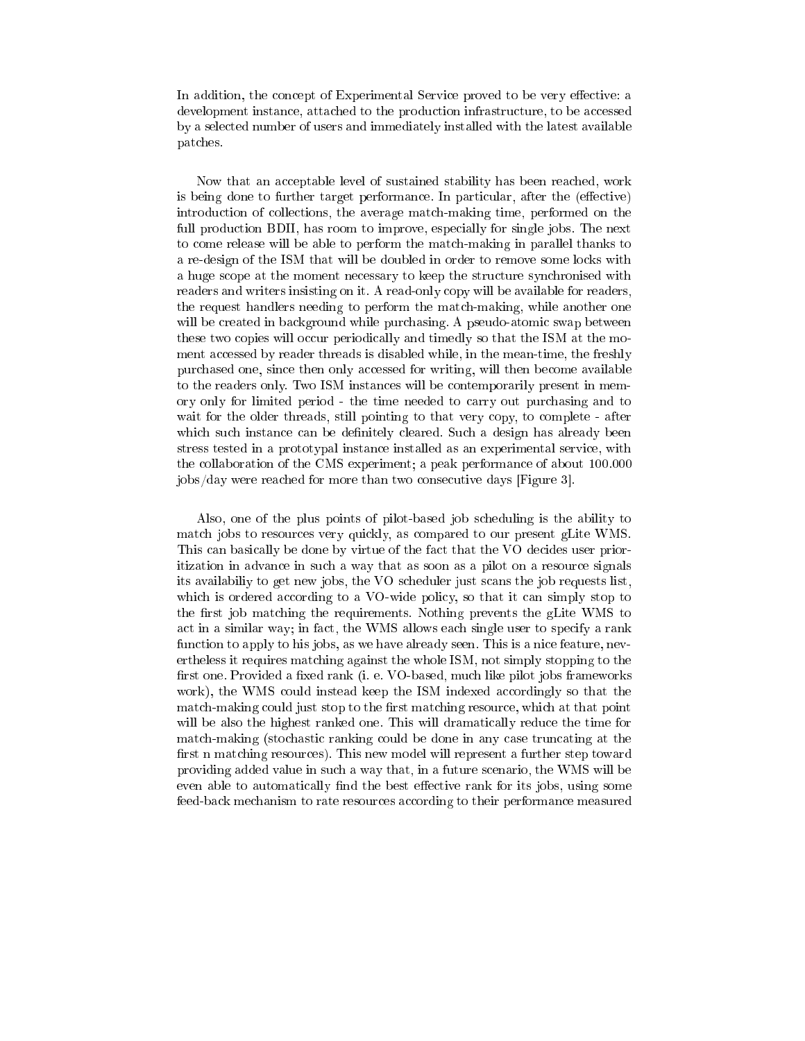In addition, the concept of Experimental Service proved to be very effective: a development instance, attached to the production infrastructure, to be accessed by a selected number of users and immediately installed with the latest available patches.

Now that an acceptable level of sustained stability has been reached, work is being done to further target performance. In particular, after the (effective) introduction of collections, the average match-making time, performed on the full production BDII, has room to improve, especially for single jobs. The next to come release will be able to perform the match-making in parallel thanks to a re-design of the ISM that will be doubled in order to remove some locks with a huge scope at the moment necessary to keep the structure synchronised with readers and writers insisting on it. A read-only copy will be available for readers, the request handlers needing to perform the match-making, while another one will be created in background while purchasing. A pseudo-atomic swap between these two copies will occur periodically and timedly so that the ISM at the moment accessed by reader threads is disabled while, in the mean-time, the freshly purchased one, since then only accessed for writing, will then become available to the readers only. Two ISM instances will be contemporarily present in memory only for limited period - the time needed to carry out purchasing and to wait for the older threads, still pointing to that very copy, to complete - after which such instance can be definitely cleared. Such a design has already been stress tested in a prototypal instance installed as an experimental service, with the collaboration of the CMS experiment; a peak performance of about 100.000 jobs/day were reached for more than two consecutive days [Figure 3].

Also, one of the plus points of pilot-based job scheduling is the ability to match jobs to resources very quickly, as compared to our present gLite WMS. This can basically be done by virtue of the fact that the VO decides user prioritization in advance in such a way that as soon as a pilot on a resource signals its availabiliy to get new jobs, the VO scheduler just scans the job requests list, which is ordered according to a VO-wide policy, so that it can simply stop to the first job matching the requirements. Nothing prevents the gLite WMS to act in a similar way; in fact, the WMS allows each single user to specify a rank function to apply to his jobs, as we have already seen. This is a nice feature, nevertheless it requires matching against the whole ISM, not simply stopping to the first one. Provided a fixed rank (i. e. VO-based, much like pilot jobs frameworks work), the WMS could instead keep the ISM indexed accordingly so that the match-making could just stop to the first matching resource, which at that point will be also the highest ranked one. This will dramatically reduce the time for match-making (stochastic ranking could be done in any case truncating at the first n matching resources). This new model will represent a further step toward providing added value in such a way that, in a future scenario, the WMS will be even able to automatically find the best effective rank for its jobs, using some feed-back mechanism to rate resources according to their performance measured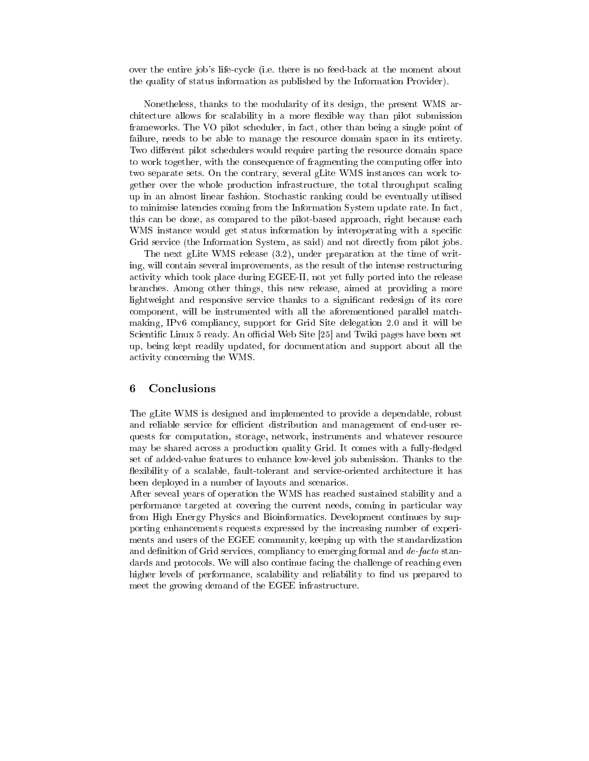over the entire job's life-cycle (i.e. there is no feed-back at the moment about the quality of status information as published by the Information Provider).

Nonetheless, thanks to the modularity of its design, the present WMS architecture allows for scalability in a more flexible way than pilot submission frameworks. The VO pilot scheduler, in fact, other than being a single point of failure, needs to be able to manage the resource domain space in its entirety. Two different pilot schedulers would require parting the resource domain space to work together, with the consequence of fragmenting the computing offer into two separate sets. On the contrary, several gLite WMS instances can work together over the whole production infrastructure, the total throughput scaling up in an almost linear fashion. Stochastic ranking could be eventually utilised to minimise latencies coming from the Information System update rate. In fact, this can be done, as compared to the pilot-based approach, right because each WMS instance would get status information by interoperating with a specific Grid service (the Information System, as said) and not directly from pilot jobs.

The next gLite WMS release (3.2), under preparation at the time of writing, will contain several improvements, as the result of the intense restructuring activity which took place during EGEE-II, not yet fully ported into the release branches. Among other things, this new release, aimed at providing a more lightweight and responsive service thanks to a significant redesign of its core component, will be instrumented with all the aforementioned parallel matchmaking, IPv6 compliancy, support for Grid Site delegation 2.0 and it will be Scientific Linux 5 ready. An official Web Site [25] and Twiki pages have been set up, being kept readily updated, for documentation and support about all the activity concerning the WMS.

## 6 Conclusions

The gLite WMS is designed and implemented to provide a dependable, robust and reliable service for efficient distribution and management of end-user requests for computation, storage, network, instruments and whatever resource may be shared across a production quality Grid. It comes with a fully-fledged set of added-value features to enhance low-level job submission. Thanks to the flexibility of a scalable, fault-tolerant and service-oriented architecture it has been deployed in a number of layouts and scenarios.

After seveal years of operation the WMS has reached sustained stability and a performance targeted at covering the current needs, coming in particular way from High Energy Physics and Bioinformatics. Development continues by supporting enhancements requests expressed by the increasing number of experiments and users of the EGEE community, keeping up with the standardization and definition of Grid services, compliancy to emerging formal and *de-facto* standards and protocols. We will also continue facing the challenge of reaching even higher levels of performance, scalability and reliability to find us prepared to meet the growing demand of the EGEE infrastructure.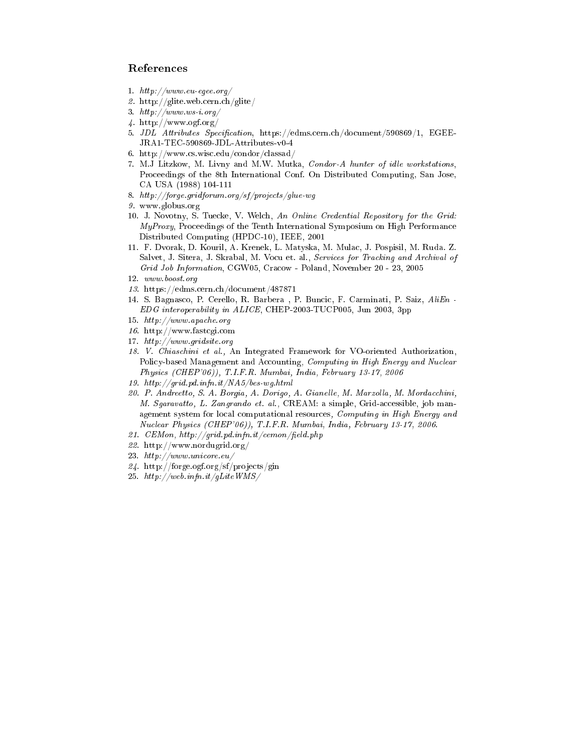## References

1. *http://www.eu-egee.org/*
2. http://glite.web.cern.ch/glite/
3. *http://www.ws-i.org/*
4. http://www.ogf.org/
5. *JDL Attributes Specification*, https://edms.cern.ch/document/590869/1, EGEE-JRA1-TEC-590869-JDL-Attributes-v0-4
6. http://www.cs.wisc.edu/condor/classad/
7. M.J Litzkow, M. Livny and M.W. Mutka, *Condor-A hunter of idle workstations*, Proceedings of the 8th International Conf. On Distributed Computing, San Jose, CA USA (1988) 104-111
8. *http://forge.gridforum.org/sf/projects/glue-wg*
9. www.globus.org
10. J. Novotny, S. Tuecke, V. Welch, *An Online Credential Repository for the Grid: MyProxy*, Proceedings of the Tenth International Symposium on High Performance Distributed Computing (HPDC-10), IEEE, 2001
11. F. Dvorak, D. Kouril, A. Krenek, L. Matyska, M. Mulac, J. Pospisil, M. Ruda. Z. Salvet, J. Sitera, J. Skrabal, M. Vocu et. al., *Services for Tracking and Archival of Grid Job Information*, CGW05, Cracow - Poland, November 20 - 23, 2005
12. *www.boost.org*
13. https://edms.cern.ch/document/487871
14. S. Bagnasco, P. Cerello, R. Barbera , P. Buncic, F. Carminati, P. Saiz, *AliEn - EDG interoperability in ALICE*, CHEP-2003-TUCP005, Jun 2003, 3pp
15. *http://www.apache.org*
16. http://www.fastcgi.com
17. *http://www.gridsite.org*
18. *V. Chiaschini et al.,* An Integrated Framework for VO-oriented Authorization, Policy-based Management and Accounting*, Computing in High Energy and Nuclear Physics (CHEP'06)), T.I.F.R. Mumbai, India, February 13-17, 2006*
19. *http://grid.pd.infn.it/NA5/bes-wg.html*
20. *P. Andreetto, S. A. Borgia, A. Dorigo, A. Gianelle, M. Marzolla, M. Mordacchini, M. Sgaravatto, L. Zangrando et. al.,* CREAM: a simple, Grid-accessible, job management system for local computational resources*, Computing in High Energy and Nuclear Physics (CHEP'06)), T.I.F.R. Mumbai, India, February 13-17, 2006.*
21. *CEMon, http://grid.pd.infn.it/cemon/field.php*
22. http://www.nordugrid.org/
23. *http://www.unicore.eu/*
24. http://forge.ogf.org/sf/projects/gin
25. *http://web.infn.it/gLiteWMS/*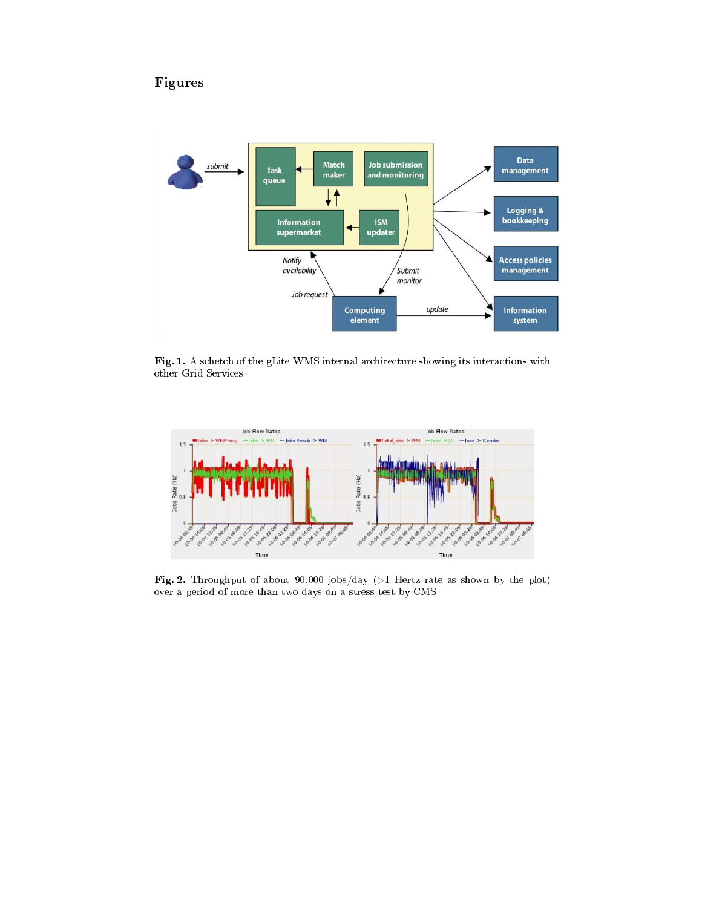# Figures

submit

Task queue

Match maker

Job submission and monitoring

Information supermarket

ISM updater

Notify availability

Job request

Submit monitor

Computing element

update

Data management

Logging & bookkeeping

Access policies management

Information system

**Fig. 1.** A schetch of the gLite WMS internal architecture showing its interactions with other Grid Services

Job Flow Rates

Jobs -> WMProxy — Jobs -> WM — Jobs Resub -> WM

Jobs Rate (Hz)

1.5

1

0.5

0

Time

Job Flow Rates

Total Jobs -> WM — Jobs -> JC — Jobs -> Condor

Jobs Rate (Hz)

1.5

1

0.5

0

Time

**Fig. 2.** Throughput of about 90.000 jobs/day (>1 Hertz rate as shown by the plot) over a period of more than two days on a stress test by CMS